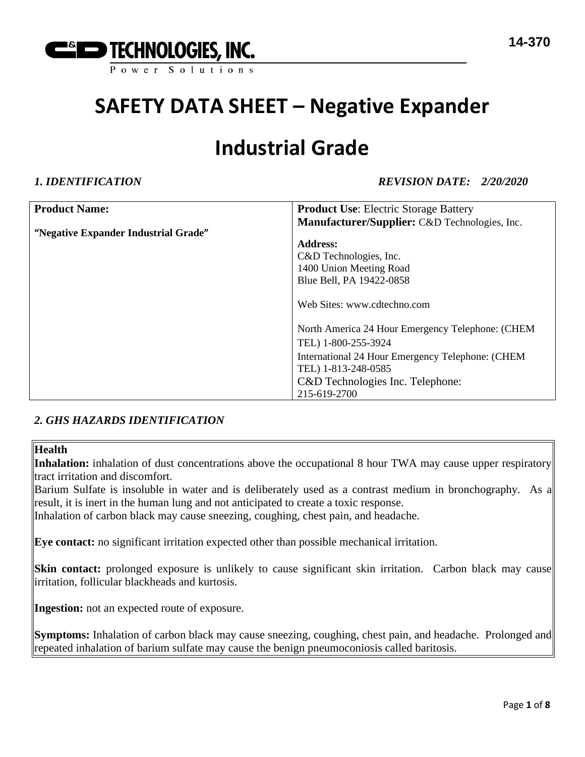C&D TECHNOLOGIES, INC.
Power Solutions

14-370

# SAFETY DATA SHEET – Negative Expander

# Industrial Grade

### *1. IDENTIFICATION*

*REVISION DATE: 2/20/2020*

| **Product Name:**<br><br>**"Negative Expander Industrial Grade"** | **Product Use**: Electric Storage Battery<br>**Manufacturer/Supplier:** C&D Technologies, Inc.<br><br>**Address:**<br>C&D Technologies, Inc.<br>1400 Union Meeting Road<br>Blue Bell, PA 19422-0858<br><br>Web Sites: www.cdtechno.com<br><br>North America 24 Hour Emergency Telephone: (CHEM TEL) 1-800-255-3924<br>International 24 Hour Emergency Telephone: (CHEM TEL) 1-813-248-0585<br>C&D Technologies Inc. Telephone:<br>215-619-2700 |
|---|---|

### *2. GHS HAZARDS IDENTIFICATION*

**Health**

**Inhalation:** inhalation of dust concentrations above the occupational 8 hour TWA may cause upper respiratory tract irritation and discomfort.

Barium Sulfate is insoluble in water and is deliberately used as a contrast medium in bronchography. As a result, it is inert in the human lung and not anticipated to create a toxic response.

Inhalation of carbon black may cause sneezing, coughing, chest pain, and headache.

**Eye contact:** no significant irritation expected other than possible mechanical irritation.

**Skin contact:** prolonged exposure is unlikely to cause significant skin irritation. Carbon black may cause irritation, follicular blackheads and kurtosis.

**Ingestion:** not an expected route of exposure.

**Symptoms:** Inhalation of carbon black may cause sneezing, coughing, chest pain, and headache. Prolonged and repeated inhalation of barium sulfate may cause the benign pneumoconiosis called baritosis.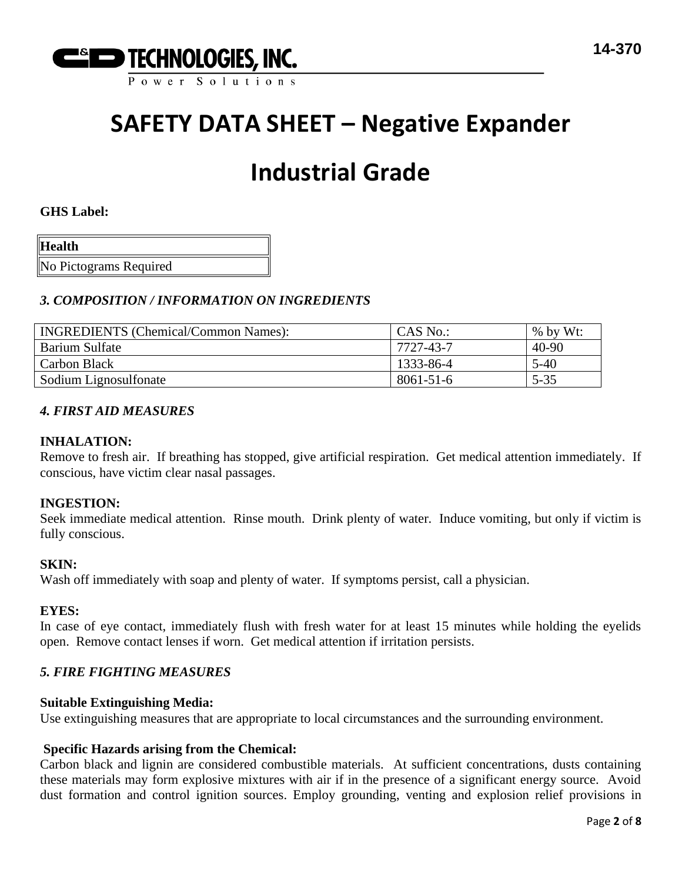# SAFETY DATA SHEET – Negative Expander

# Industrial Grade

**GHS Label:**

| **Health** |
|---|
| No Pictograms Required |

### *3. COMPOSITION / INFORMATION ON INGREDIENTS*

| INGREDIENTS (Chemical/Common Names): | CAS No.: | % by Wt: |
|---|---|---|
| Barium Sulfate | 7727-43-7 | 40-90 |
| Carbon Black | 1333-86-4 | 5-40 |
| Sodium Lignosulfonate | 8061-51-6 | 5-35 |

### *4. FIRST AID MEASURES*

**INHALATION:**
Remove to fresh air. If breathing has stopped, give artificial respiration. Get medical attention immediately. If conscious, have victim clear nasal passages.

**INGESTION:**
Seek immediate medical attention. Rinse mouth. Drink plenty of water. Induce vomiting, but only if victim is fully conscious.

**SKIN:**
Wash off immediately with soap and plenty of water. If symptoms persist, call a physician.

**EYES:**
In case of eye contact, immediately flush with fresh water for at least 15 minutes while holding the eyelids open. Remove contact lenses if worn. Get medical attention if irritation persists.

### *5. FIRE FIGHTING MEASURES*

**Suitable Extinguishing Media:**
Use extinguishing measures that are appropriate to local circumstances and the surrounding environment.

**Specific Hazards arising from the Chemical:**
Carbon black and lignin are considered combustible materials. At sufficient concentrations, dusts containing these materials may form explosive mixtures with air if in the presence of a significant energy source. Avoid dust formation and control ignition sources. Employ grounding, venting and explosion relief provisions in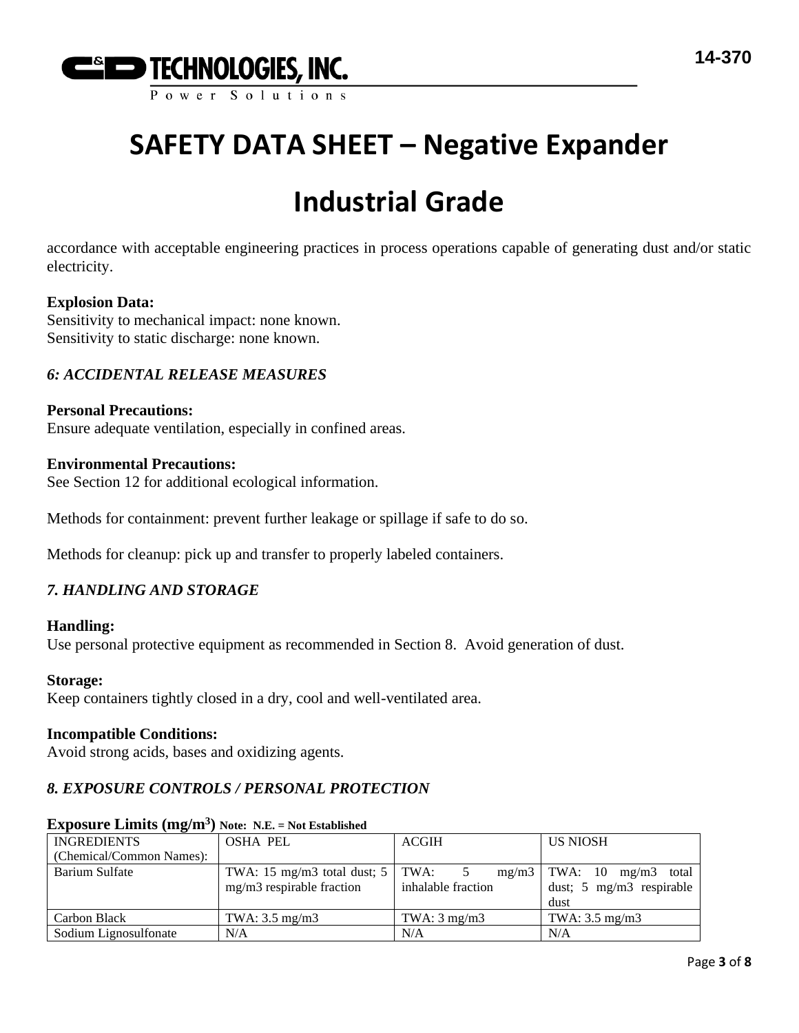accordance with acceptable engineering practices in process operations capable of generating dust and/or static electricity.

**Explosion Data:**
Sensitivity to mechanical impact: none known.
Sensitivity to static discharge: none known.

### *6: ACCIDENTAL RELEASE MEASURES*

**Personal Precautions:**
Ensure adequate ventilation, especially in confined areas.

**Environmental Precautions:**
See Section 12 for additional ecological information.

Methods for containment: prevent further leakage or spillage if safe to do so.

Methods for cleanup: pick up and transfer to properly labeled containers.

### *7. HANDLING AND STORAGE*

**Handling:**
Use personal protective equipment as recommended in Section 8. Avoid generation of dust.

**Storage:**
Keep containers tightly closed in a dry, cool and well-ventilated area.

**Incompatible Conditions:**
Avoid strong acids, bases and oxidizing agents.

### *8. EXPOSURE CONTROLS / PERSONAL PROTECTION*

**Exposure Limits (mg/m$^3$)** **Note: N.E. = Not Established**

| INGREDIENTS (Chemical/Common Names): | OSHA PEL | ACGIH | US NIOSH |
|---|---|---|---|
| Barium Sulfate | TWA: 15 mg/m3 total dust; 5 mg/m3 respirable fraction | TWA: 5 mg/m3 inhalable fraction | TWA: 10 mg/m3 total dust; 5 mg/m3 respirable dust |
| Carbon Black | TWA: 3.5 mg/m3 | TWA: 3 mg/m3 | TWA: 3.5 mg/m3 |
| Sodium Lignosulfonate | N/A | N/A | N/A |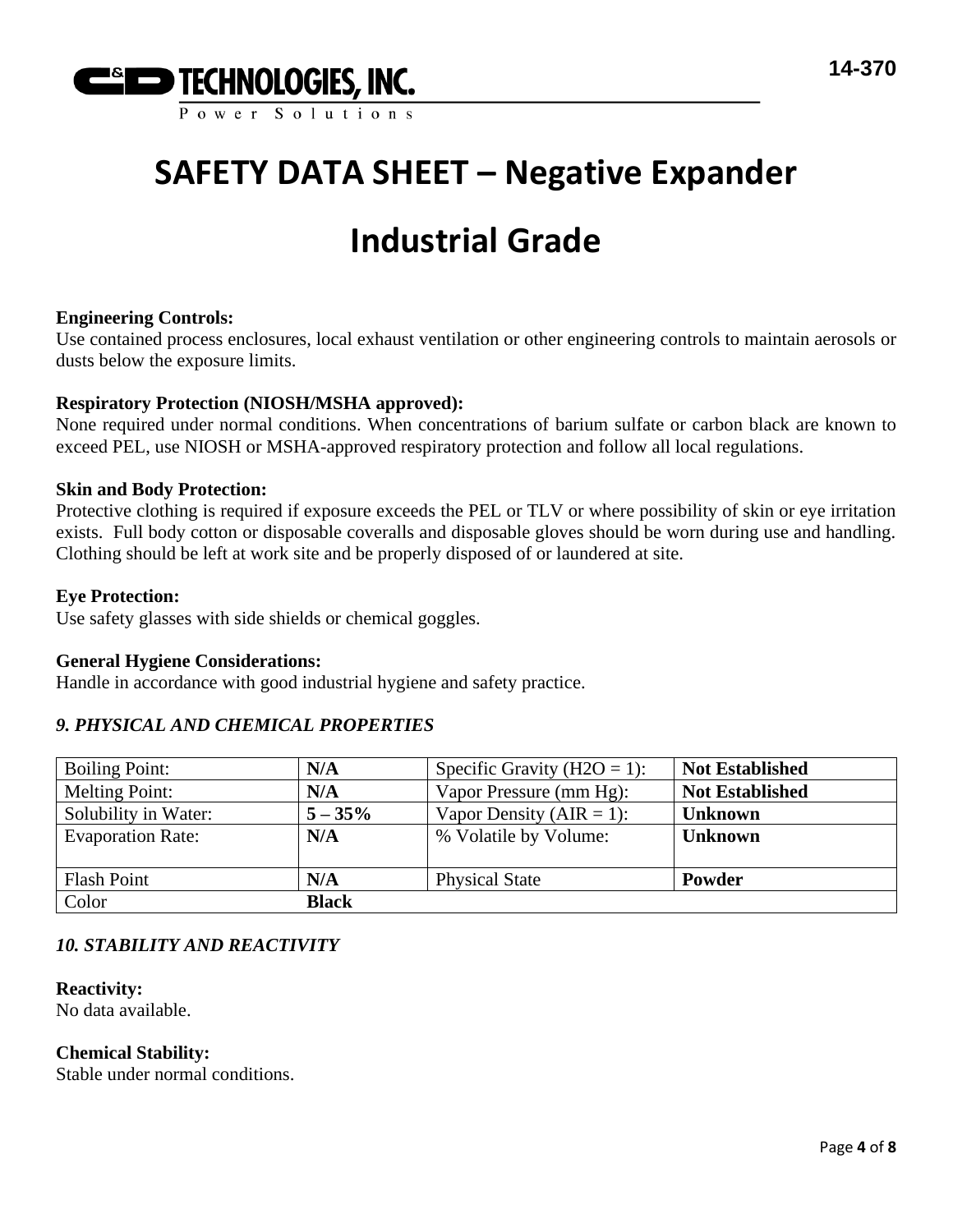**Engineering Controls:**
Use contained process enclosures, local exhaust ventilation or other engineering controls to maintain aerosols or dusts below the exposure limits.

**Respiratory Protection (NIOSH/MSHA approved):**
None required under normal conditions. When concentrations of barium sulfate or carbon black are known to exceed PEL, use NIOSH or MSHA-approved respiratory protection and follow all local regulations.

**Skin and Body Protection:**
Protective clothing is required if exposure exceeds the PEL or TLV or where possibility of skin or eye irritation exists. Full body cotton or disposable coveralls and disposable gloves should be worn during use and handling. Clothing should be left at work site and be properly disposed of or laundered at site.

**Eye Protection:**
Use safety glasses with side shields or chemical goggles.

**General Hygiene Considerations:**
Handle in accordance with good industrial hygiene and safety practice.

## *9. PHYSICAL AND CHEMICAL PROPERTIES*

| | | | |
|---|---|---|---|
| Boiling Point: | **N/A** | Specific Gravity ($H_2O$ = 1): | **Not Established** |
| Melting Point: | **N/A** | Vapor Pressure (mm Hg): | **Not Established** |
| Solubility in Water: | **5 – 35%** | Vapor Density (AIR = 1): | **Unknown** |
| Evaporation Rate: | **N/A** | % Volatile by Volume: | **Unknown** |
| Flash Point | **N/A** | Physical State | **Powder** |
| Color | **Black** | | |

## *10. STABILITY AND REACTIVITY*

**Reactivity:**
No data available.

**Chemical Stability:**
Stable under normal conditions.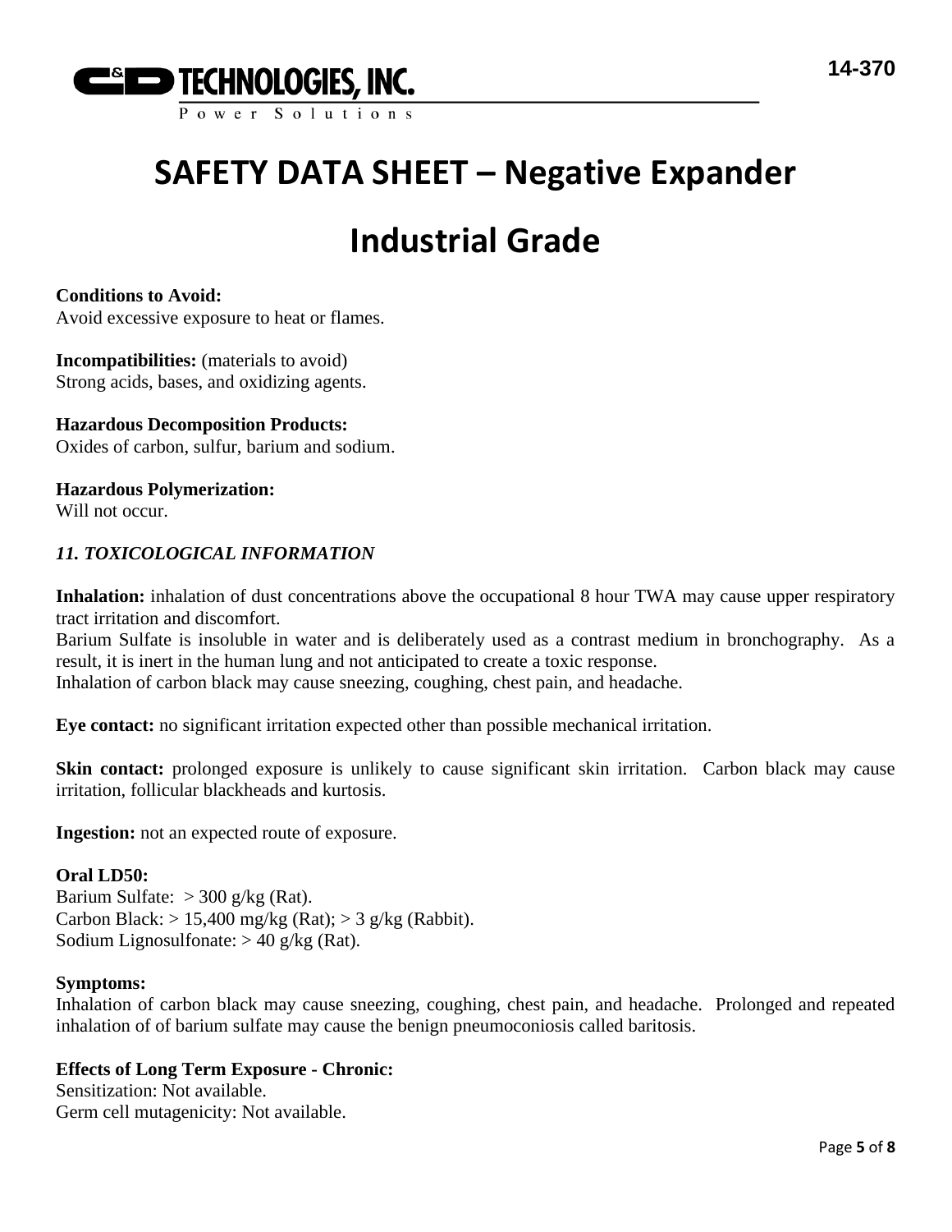**Conditions to Avoid:**
Avoid excessive exposure to heat or flames.

**Incompatibilities:** (materials to avoid)
Strong acids, bases, and oxidizing agents.

**Hazardous Decomposition Products:**
Oxides of carbon, sulfur, barium and sodium.

**Hazardous Polymerization:**
Will not occur.

## *11. TOXICOLOGICAL INFORMATION*

**Inhalation:** inhalation of dust concentrations above the occupational 8 hour TWA may cause upper respiratory tract irritation and discomfort.
Barium Sulfate is insoluble in water and is deliberately used as a contrast medium in bronchography. As a result, it is inert in the human lung and not anticipated to create a toxic response.
Inhalation of carbon black may cause sneezing, coughing, chest pain, and headache.

**Eye contact:** no significant irritation expected other than possible mechanical irritation.

**Skin contact:** prolonged exposure is unlikely to cause significant skin irritation. Carbon black may cause irritation, follicular blackheads and kurtosis.

**Ingestion:** not an expected route of exposure.

**Oral LD50:**
Barium Sulfate: > 300 g/kg (Rat).
Carbon Black: > 15,400 mg/kg (Rat); > 3 g/kg (Rabbit).
Sodium Lignosulfonate: > 40 g/kg (Rat).

**Symptoms:**
Inhalation of carbon black may cause sneezing, coughing, chest pain, and headache. Prolonged and repeated inhalation of of barium sulfate may cause the benign pneumoconiosis called baritosis.

**Effects of Long Term Exposure - Chronic:**
Sensitization: Not available.
Germ cell mutagenicity: Not available.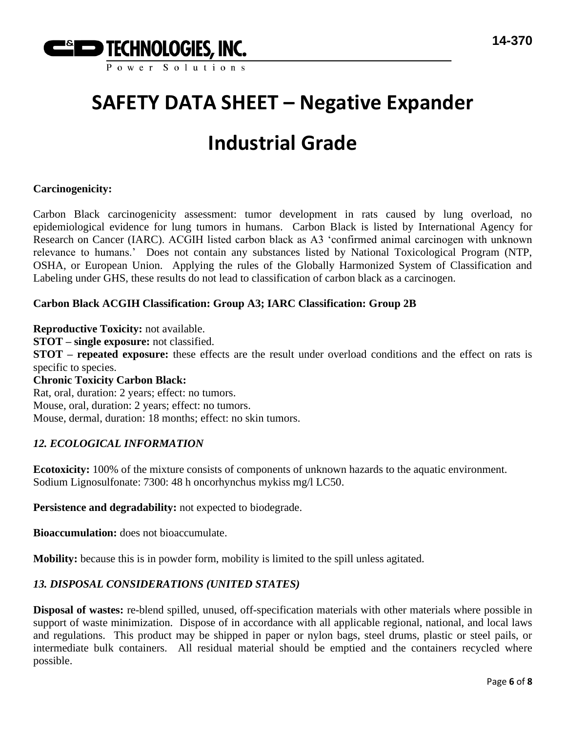**Carcinogenicity:**

Carbon Black carcinogenicity assessment: tumor development in rats caused by lung overload, no epidemiological evidence for lung tumors in humans. Carbon Black is listed by International Agency for Research on Cancer (IARC). ACGIH listed carbon black as A3 'confirmed animal carcinogen with unknown relevance to humans.' Does not contain any substances listed by National Toxicological Program (NTP, OSHA, or European Union. Applying the rules of the Globally Harmonized System of Classification and Labeling under GHS, these results do not lead to classification of carbon black as a carcinogen.

**Carbon Black ACGIH Classification: Group A3; IARC Classification: Group 2B**

**Reproductive Toxicity:** not available.
**STOT – single exposure:** not classified.
**STOT – repeated exposure:** these effects are the result under overload conditions and the effect on rats is specific to species.
**Chronic Toxicity Carbon Black:**
Rat, oral, duration: 2 years; effect: no tumors.
Mouse, oral, duration: 2 years; effect: no tumors.
Mouse, dermal, duration: 18 months; effect: no skin tumors.

## *12. ECOLOGICAL INFORMATION*

**Ecotoxicity:** 100% of the mixture consists of components of unknown hazards to the aquatic environment.
Sodium Lignosulfonate: 7300: 48 h oncorhynchus mykiss mg/l LC50.

**Persistence and degradability:** not expected to biodegrade.

**Bioaccumulation:** does not bioaccumulate.

**Mobility:** because this is in powder form, mobility is limited to the spill unless agitated.

## *13. DISPOSAL CONSIDERATIONS (UNITED STATES)*

**Disposal of wastes:** re-blend spilled, unused, off-specification materials with other materials where possible in support of waste minimization. Dispose of in accordance with all applicable regional, national, and local laws and regulations. This product may be shipped in paper or nylon bags, steel drums, plastic or steel pails, or intermediate bulk containers. All residual material should be emptied and the containers recycled where possible.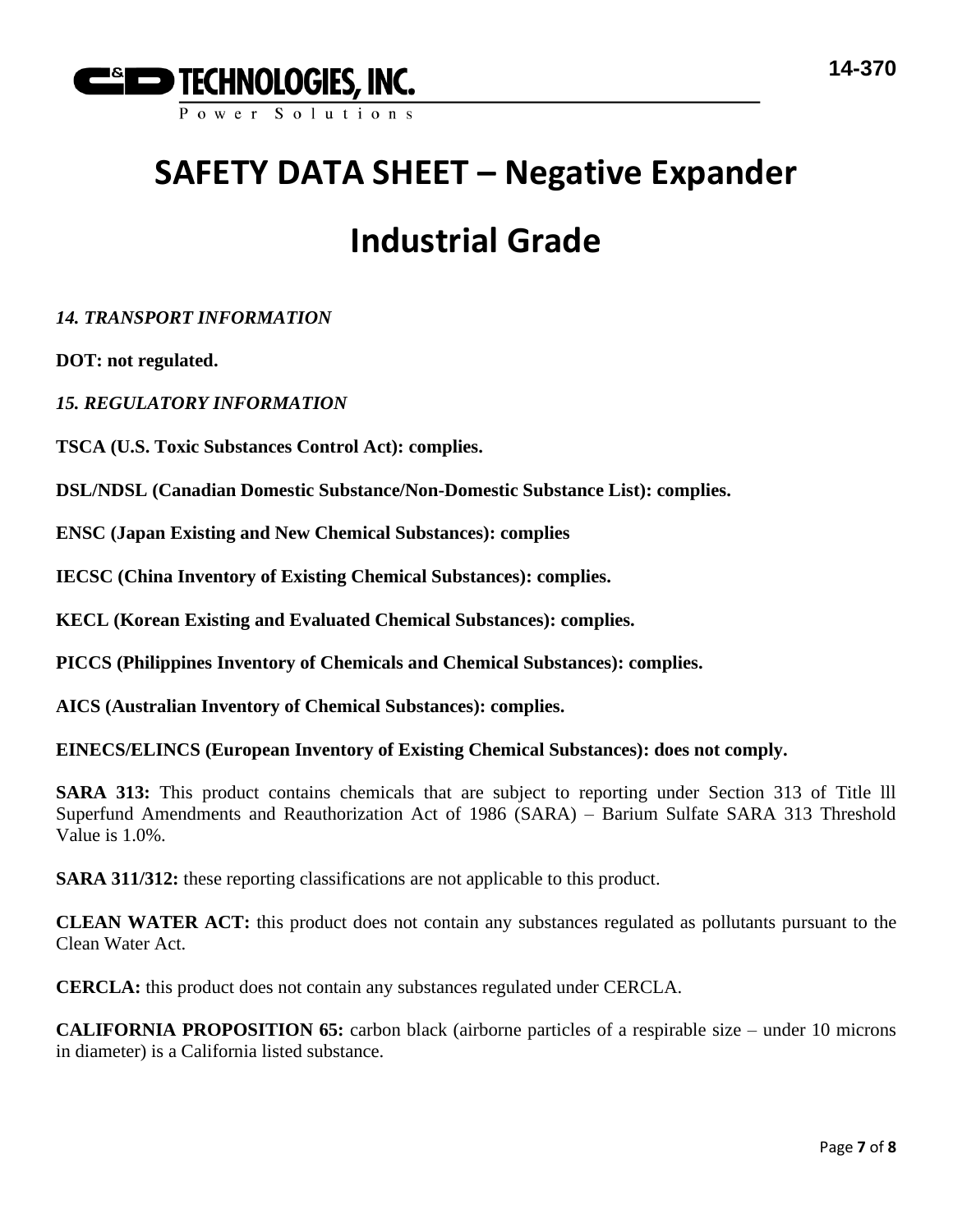# SAFETY DATA SHEET – Negative Expander

# Industrial Grade

*14. TRANSPORT INFORMATION*

**DOT: not regulated.**

*15. REGULATORY INFORMATION*

**TSCA (U.S. Toxic Substances Control Act): complies.**

**DSL/NDSL (Canadian Domestic Substance/Non-Domestic Substance List): complies.**

**ENSC (Japan Existing and New Chemical Substances): complies**

**IECSC (China Inventory of Existing Chemical Substances): complies.**

**KECL (Korean Existing and Evaluated Chemical Substances): complies.**

**PICCS (Philippines Inventory of Chemicals and Chemical Substances): complies.**

**AICS (Australian Inventory of Chemical Substances): complies.**

**EINECS/ELINCS (European Inventory of Existing Chemical Substances): does not comply.**

**SARA 313:** This product contains chemicals that are subject to reporting under Section 313 of Title lll Superfund Amendments and Reauthorization Act of 1986 (SARA) – Barium Sulfate SARA 313 Threshold Value is 1.0%.

**SARA 311/312:** these reporting classifications are not applicable to this product.

**CLEAN WATER ACT:** this product does not contain any substances regulated as pollutants pursuant to the Clean Water Act.

**CERCLA:** this product does not contain any substances regulated under CERCLA.

**CALIFORNIA PROPOSITION 65:** carbon black (airborne particles of a respirable size – under 10 microns in diameter) is a California listed substance.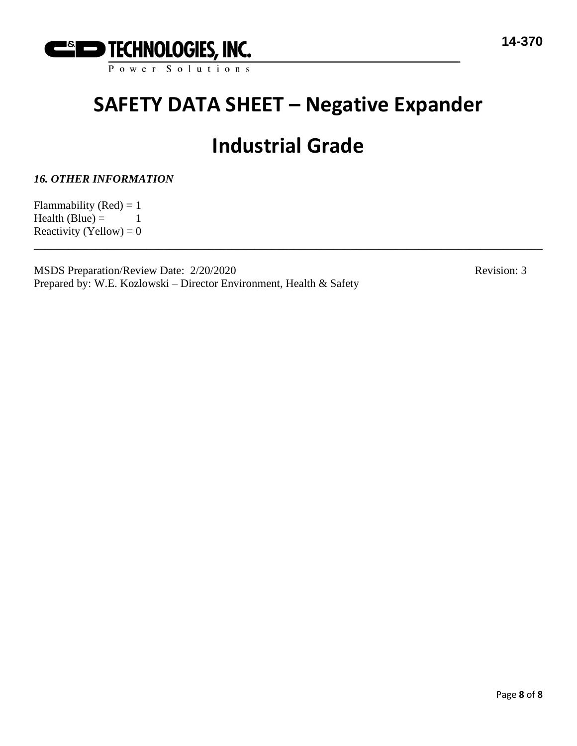# SAFETY DATA SHEET – Negative Expander

# Industrial Grade

### *16. OTHER INFORMATION*

Flammability (Red) = 1
Health (Blue) = 1
Reactivity (Yellow) = 0

---

MSDS Preparation/Review Date: 2/20/2020 Revision: 3
Prepared by: W.E. Kozlowski – Director Environment, Health & Safety